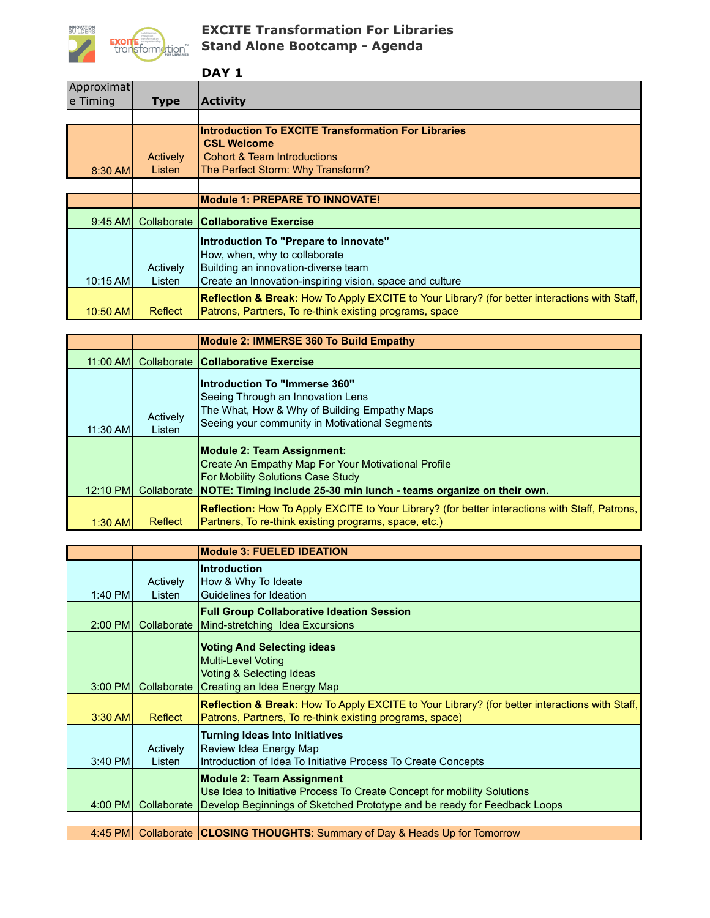# EXCITE Transformation For Libraries
## Stand Alone Bootcamp - Agenda

### DAY 1

| Approximate Timing | Type | Activity |
|---|---|---|
| | | |
| 8:30 AM | Actively Listen | **Introduction To EXCITE Transformation For Libraries**<br>**CSL Welcome**<br>Cohort & Team Introductions<br>The Perfect Storm: Why Transform? |
| | | |
| | | **Module 1: PREPARE TO INNOVATE!** |
| 9:45 AM | Collaborate | **Collaborative Exercise** |
| 10:15 AM | Actively Listen | **Introduction To "Prepare to innovate"**<br>How, when, why to collaborate<br>Building an innovation-diverse team<br>Create an Innovation-inspiring vision, space and culture |
| 10:50 AM | Reflect | **Reflection & Break:** How To Apply EXCITE to Your Library? (for better interactions with Staff, Patrons, Partners, To re-think existing programs, space |
| | | **Module 2: IMMERSE 360 To Build Empathy** |
| 11:00 AM | Collaborate | **Collaborative Exercise** |
| 11:30 AM | Actively Listen | **Introduction To "Immerse 360"**<br>Seeing Through an Innovation Lens<br>The What, How & Why of Building Empathy Maps<br>Seeing your community in Motivational Segments |
| 12:10 PM | Collaborate | **Module 2: Team Assignment:**<br>Create An Empathy Map For Your Motivational Profile<br>For Mobility Solutions Case Study<br>**NOTE: Timing include 25-30 min lunch - teams organize on their own.** |
| 1:30 AM | Reflect | **Reflection:** How To Apply EXCITE to Your Library? (for better interactions with Staff, Patrons, Partners, To re-think existing programs, space, etc.) |
| | | **Module 3: FUELED IDEATION** |
| 1:40 PM | Actively Listen | **Introduction**<br>How & Why To Ideate<br>Guidelines for Ideation |
| 2:00 PM | Collaborate | **Full Group Collaborative Ideation Session**<br>Mind-stretching Idea Excursions |
| 3:00 PM | Collaborate | **Voting And Selecting ideas**<br>Multi-Level Voting<br>Voting & Selecting Ideas<br>Creating an Idea Energy Map |
| 3:30 AM | Reflect | **Reflection & Break:** How To Apply EXCITE to Your Library? (for better interactions with Staff, Patrons, Partners, To re-think existing programs, space) |
| 3:40 PM | Actively Listen | **Turning Ideas Into Initiatives**<br>Review Idea Energy Map<br>Introduction of Idea To Initiative Process To Create Concepts |
| 4:00 PM | Collaborate | **Module 2: Team Assignment**<br>Use Idea to Initiative Process To Create Concept for mobility Solutions<br>Develop Beginnings of Sketched Prototype and be ready for Feedback Loops |
| | | |
| 4:45 PM | Collaborate | **CLOSING THOUGHTS**: Summary of Day & Heads Up for Tomorrow |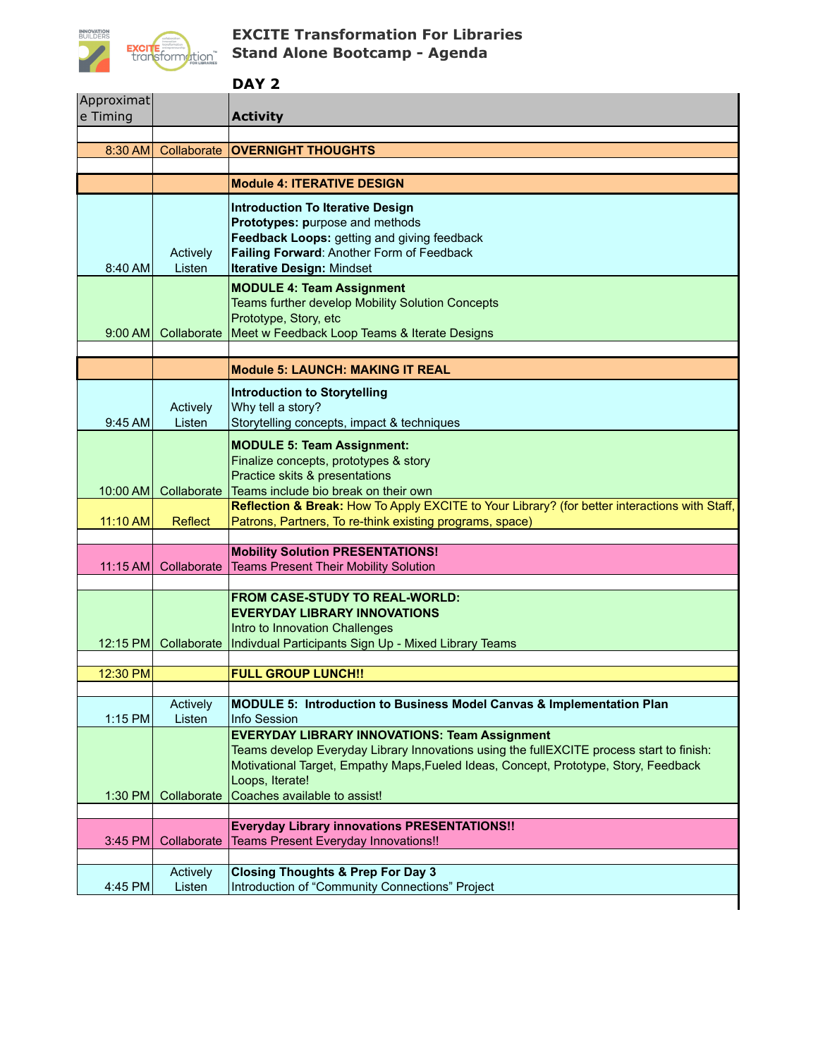# EXCITE Transformation For Libraries
## Stand Alone Bootcamp - Agenda

### DAY 2

| Approximate Timing | | Activity |
|---|---|---|
| 8:30 AM | Collaborate | **OVERNIGHT THOUGHTS** |
| | | **Module 4: ITERATIVE DESIGN** |
| 8:40 AM | Actively Listen | **Introduction To Iterative Design**<br>**Prototypes: p**urpose and methods<br>**Feedback Loops:** getting and giving feedback<br>**Failing Forward**: Another Form of Feedback<br>**Iterative Design:** Mindset |
| 9:00 AM | Collaborate | **MODULE 4: Team Assignment**<br>Teams further develop Mobility Solution Concepts<br>Prototype, Story, etc<br>Meet w Feedback Loop Teams & Iterate Designs |
| | | **Module 5: LAUNCH: MAKING IT REAL** |
| 9:45 AM | Actively Listen | **Introduction to Storytelling**<br>Why tell a story?<br>Storytelling concepts, impact & techniques |
| 10:00 AM | Collaborate | **MODULE 5: Team Assignment:**<br>Finalize concepts, prototypes & story<br>Practice skits & presentations<br>Teams include bio break on their own |
| 11:10 AM | Reflect | **Reflection & Break:** How To Apply EXCITE to Your Library? (for better interactions with Staff, Patrons, Partners, To re-think existing programs, space) |
| 11:15 AM | Collaborate | **Mobility Solution PRESENTATIONS!**<br>Teams Present Their Mobility Solution |
| 12:15 PM | Collaborate | **FROM CASE-STUDY TO REAL-WORLD:**<br>**EVERYDAY LIBRARY INNOVATIONS**<br>Intro to Innovation Challenges<br>Indivdual Participants Sign Up - Mixed Library Teams |
| 12:30 PM | | **FULL GROUP LUNCH!!** |
| 1:15 PM | Actively Listen | **MODULE 5: Introduction to Business Model Canvas & Implementation Plan**<br>Info Session |
| 1:30 PM | Collaborate | **EVERYDAY LIBRARY INNOVATIONS: Team Assignment**<br>Teams develop Everyday Library Innovations using the fullEXCITE process start to finish: Motivational Target, Empathy Maps,Fueled Ideas, Concept, Prototype, Story, Feedback Loops, Iterate!<br>Coaches available to assist! |
| 3:45 PM | Collaborate | **Everyday Library innovations PRESENTATIONS!!**<br>Teams Present Everyday Innovations!! |
| 4:45 PM | Actively Listen | **Closing Thoughts & Prep For Day 3**<br>Introduction of “Community Connections” Project |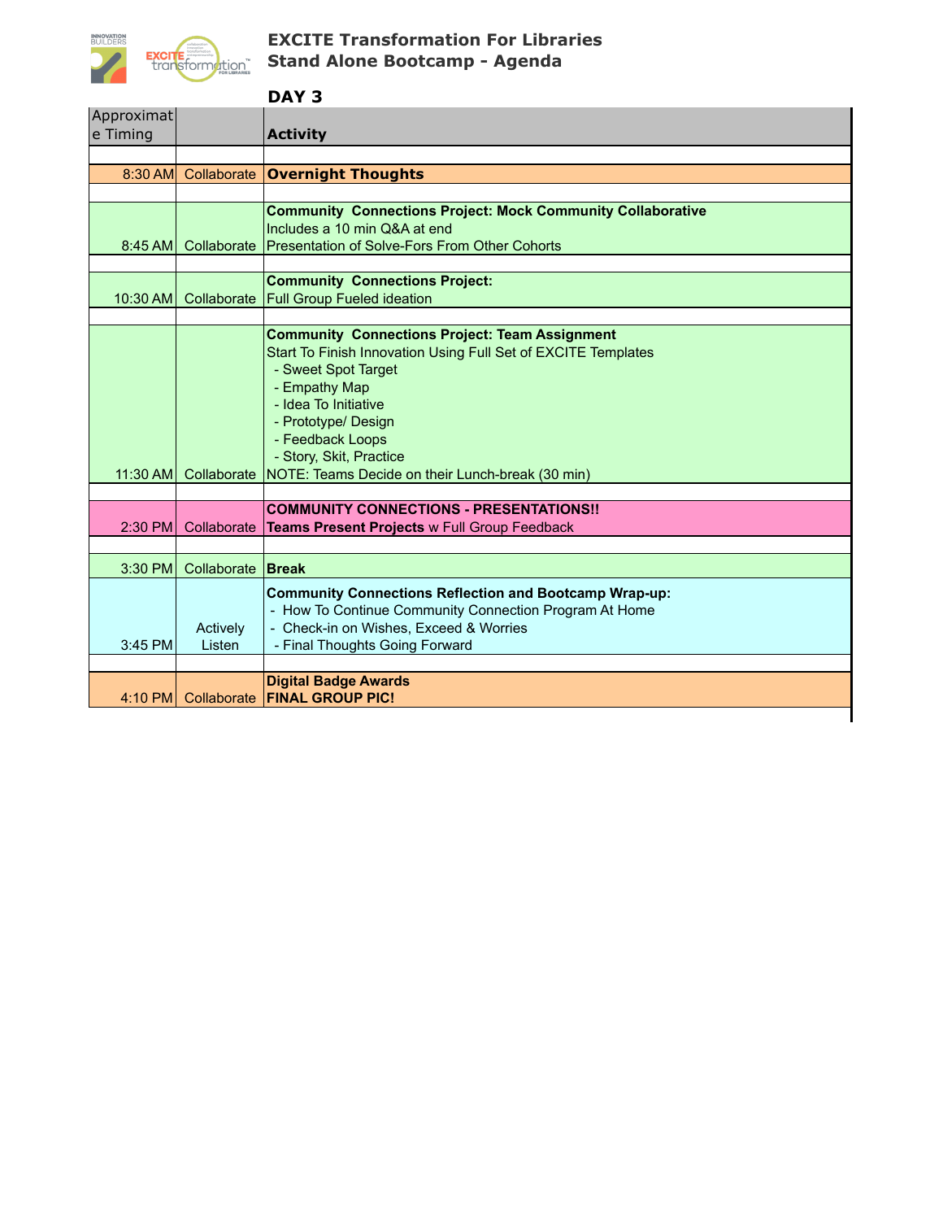# EXCITE Transformation For Libraries
## Stand Alone Bootcamp - Agenda

### DAY 3

| Approximate Timing | | Activity |
|---|---|---|
| 8:30 AM | Collaborate | **Overnight Thoughts** |
| 8:45 AM | Collaborate | **Community Connections Project: Mock Community Collaborative**<br>Includes a 10 min Q&A at end<br>Presentation of Solve-Fors From Other Cohorts |
| 10:30 AM | Collaborate | **Community Connections Project:**<br>Full Group Fueled ideation |
| 11:30 AM | Collaborate | **Community Connections Project: Team Assignment**<br>Start To Finish Innovation Using Full Set of EXCITE Templates<br>- Sweet Spot Target<br>- Empathy Map<br>- Idea To Initiative<br>- Prototype/ Design<br>- Feedback Loops<br>- Story, Skit, Practice<br>NOTE: Teams Decide on their Lunch-break (30 min) |
| 2:30 PM | Collaborate | **COMMUNITY CONNECTIONS - PRESENTATIONS!!**<br>**Teams Present Projects** w Full Group Feedback |
| 3:30 PM | Collaborate | **Break** |
| 3:45 PM | Actively Listen | **Community Connections Reflection and Bootcamp Wrap-up:**<br>- How To Continue Community Connection Program At Home<br>- Check-in on Wishes, Exceed & Worries<br>- Final Thoughts Going Forward |
| 4:10 PM | Collaborate | **Digital Badge Awards**<br>**FINAL GROUP PIC!** |